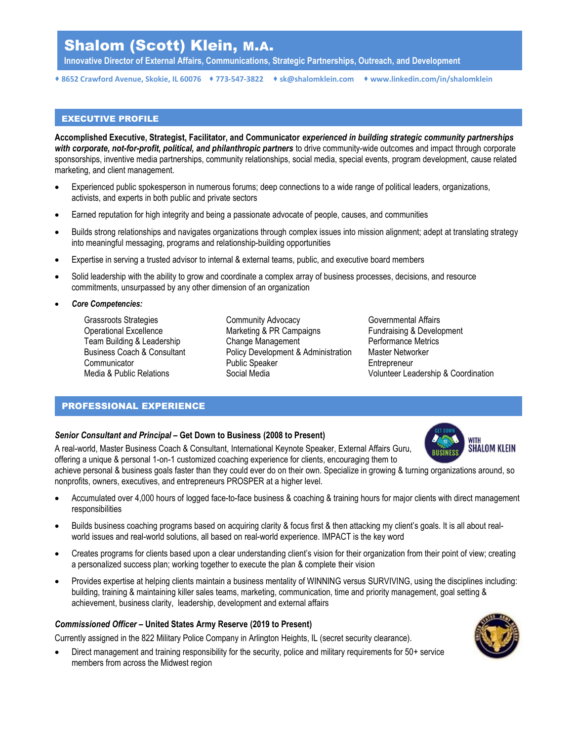# Shalom (Scott) Klein, M.A.

**Innovative Director of External Affairs, Communications, Strategic Partnerships, Outreach, and Development**

♦ 8652 Crawford Avenue, Skokie, IL 60076 ♦ 773-547-3822 ♦ sk@shalomklein.com ♦ www.linkedin.com/in/shalomklein

## EXECUTIVE PROFILE

**Accomplished Executive, Strategist, Facilitator, and Communicator** ***experienced in building strategic community partnerships with corporate, not-for-profit, political, and philanthropic partners*** to drive community-wide outcomes and impact through corporate sponsorships, inventive media partnerships, community relationships, social media, special events, program development, cause related marketing, and client management.

- Experienced public spokesperson in numerous forums; deep connections to a wide range of political leaders, organizations, activists, and experts in both public and private sectors
- Earned reputation for high integrity and being a passionate advocate of people, causes, and communities
- Builds strong relationships and navigates organizations through complex issues into mission alignment; adept at translating strategy into meaningful messaging, programs and relationship-building opportunities
- Expertise in serving a trusted advisor to internal & external teams, public, and executive board members
- Solid leadership with the ability to grow and coordinate a complex array of business processes, decisions, and resource commitments, unsurpassed by any other dimension of an organization
- ***Core Competencies:***

| | | |
|---|---|---|
| Grassroots Strategies | Community Advocacy | Governmental Affairs |
| Operational Excellence | Marketing & PR Campaigns | Fundraising & Development |
| Team Building & Leadership | Change Management | Performance Metrics |
| Business Coach & Consultant | Policy Development & Administration | Master Networker |
| Communicator | Public Speaker | Entrepreneur |
| Media & Public Relations | Social Media | Volunteer Leadership & Coordination |

## PROFESSIONAL EXPERIENCE

***Senior Consultant and Principal*** **– Get Down to Business (2008 to Present)**

A real-world, Master Business Coach & Consultant, International Keynote Speaker, External Affairs Guru, offering a unique & personal 1-on-1 customized coaching experience for clients, encouraging them to achieve personal & business goals faster than they could ever do on their own. Specialize in growing & turning organizations around, so nonprofits, owners, executives, and entrepreneurs PROSPER at a higher level.

- Accumulated over 4,000 hours of logged face-to-face business & coaching & training hours for major clients with direct management responsibilities
- Builds business coaching programs based on acquiring clarity & focus first & then attacking my client's goals. It is all about real-world issues and real-world solutions, all based on real-world experience. IMPACT is the key word
- Creates programs for clients based upon a clear understanding client's vision for their organization from their point of view; creating a personalized success plan; working together to execute the plan & complete their vision
- Provides expertise at helping clients maintain a business mentality of WINNING versus SURVIVING, using the disciplines including: building, training & maintaining killer sales teams, marketing, communication, time and priority management, goal setting & achievement, business clarity, leadership, development and external affairs

***Commissioned Officer*** **– United States Army Reserve (2019 to Present)**

Currently assigned in the 822 Military Police Company in Arlington Heights, IL (secret security clearance).

- Direct management and training responsibility for the security, police and military requirements for 50+ service members from across the Midwest region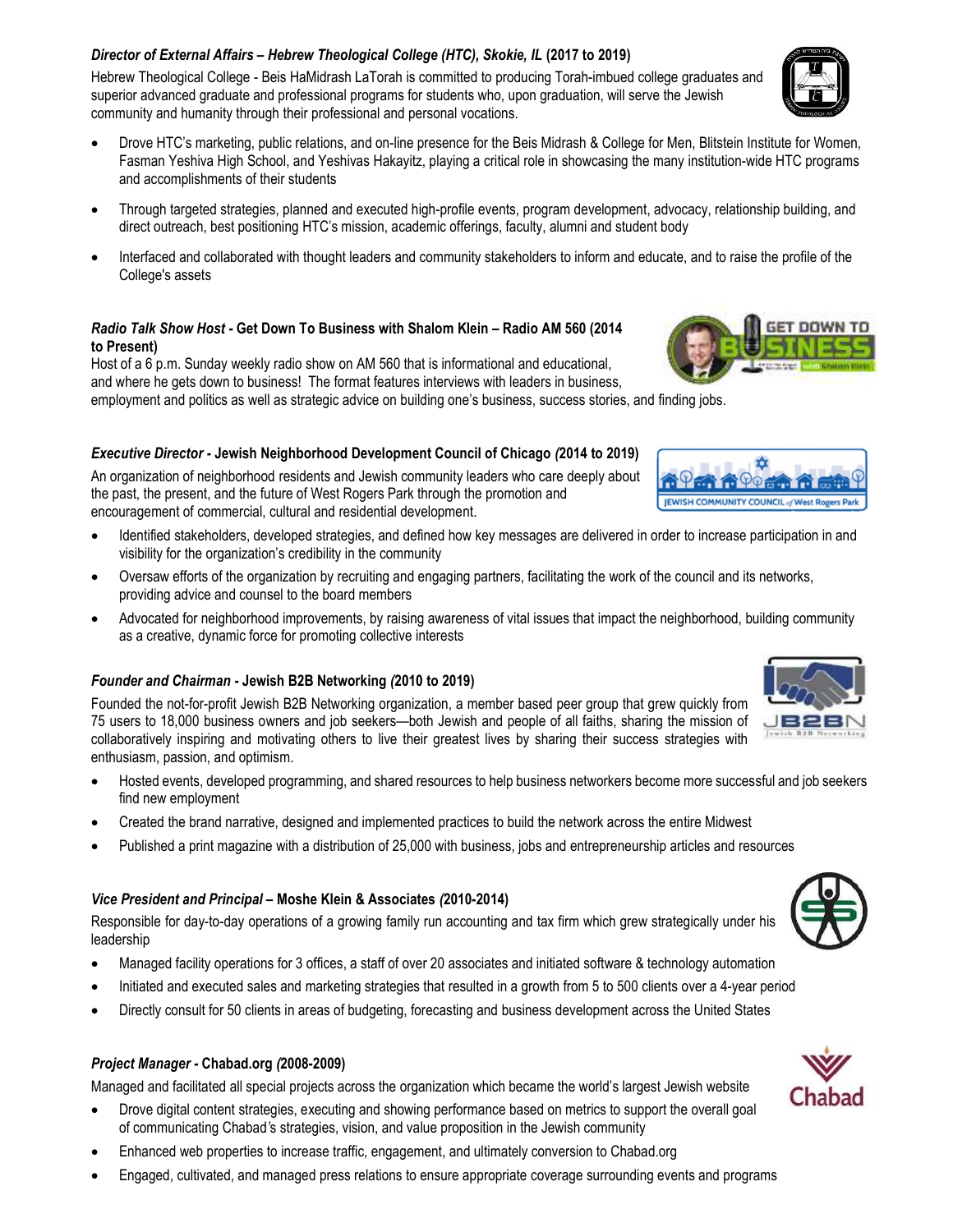***Director of External Affairs* – *Hebrew Theological College (HTC), Skokie, IL* (2017 to 2019)**

Hebrew Theological College - Beis HaMidrash LaTorah is committed to producing Torah-imbued college graduates and superior advanced graduate and professional programs for students who, upon graduation, will serve the Jewish community and humanity through their professional and personal vocations.

- Drove HTC's marketing, public relations, and on-line presence for the Beis Midrash & College for Men, Blitstein Institute for Women, Fasman Yeshiva High School, and Yeshivas Hakayitz, playing a critical role in showcasing the many institution-wide HTC programs and accomplishments of their students
- Through targeted strategies, planned and executed high-profile events, program development, advocacy, relationship building, and direct outreach, best positioning HTC's mission, academic offerings, faculty, alumni and student body
- Interfaced and collaborated with thought leaders and community stakeholders to inform and educate, and to raise the profile of the College's assets

***Radio Talk Show Host* - Get Down To Business with Shalom Klein – Radio AM 560 (2014 to Present)**

Host of a 6 p.m. Sunday weekly radio show on AM 560 that is informational and educational, and where he gets down to business! The format features interviews with leaders in business, employment and politics as well as strategic advice on building one's business, success stories, and finding jobs.

***Executive Director* - Jewish Neighborhood Development Council of Chicago *(*2014 to 2019)**

An organization of neighborhood residents and Jewish community leaders who care deeply about the past, the present, and the future of West Rogers Park through the promotion and encouragement of commercial, cultural and residential development.

- Identified stakeholders, developed strategies, and defined how key messages are delivered in order to increase participation in and visibility for the organization's credibility in the community
- Oversaw efforts of the organization by recruiting and engaging partners, facilitating the work of the council and its networks, providing advice and counsel to the board members
- Advocated for neighborhood improvements, by raising awareness of vital issues that impact the neighborhood, building community as a creative, dynamic force for promoting collective interests

***Founder and Chairman* - Jewish B2B Networking *(*2010 to 2019)**

Founded the not-for-profit Jewish B2B Networking organization, a member based peer group that grew quickly from 75 users to 18,000 business owners and job seekers—both Jewish and people of all faiths, sharing the mission of collaboratively inspiring and motivating others to live their greatest lives by sharing their success strategies with enthusiasm, passion, and optimism.

- Hosted events, developed programming, and shared resources to help business networkers become more successful and job seekers find new employment
- Created the brand narrative, designed and implemented practices to build the network across the entire Midwest
- Published a print magazine with a distribution of 25,000 with business, jobs and entrepreneurship articles and resources

***Vice President and Principal* – Moshe Klein & Associates *(*2010-2014)**

Responsible for day-to-day operations of a growing family run accounting and tax firm which grew strategically under his leadership

- Managed facility operations for 3 offices, a staff of over 20 associates and initiated software & technology automation
- Initiated and executed sales and marketing strategies that resulted in a growth from 5 to 500 clients over a 4-year period
- Directly consult for 50 clients in areas of budgeting, forecasting and business development across the United States

***Project Manager* - Chabad.org *(*2008-2009)**

Managed and facilitated all special projects across the organization which became the world's largest Jewish website

- Drove digital content strategies, executing and showing performance based on metrics to support the overall goal of communicating Chabad's strategies, vision, and value proposition in the Jewish community
- Enhanced web properties to increase traffic, engagement, and ultimately conversion to Chabad.org
- Engaged, cultivated, and managed press relations to ensure appropriate coverage surrounding events and programs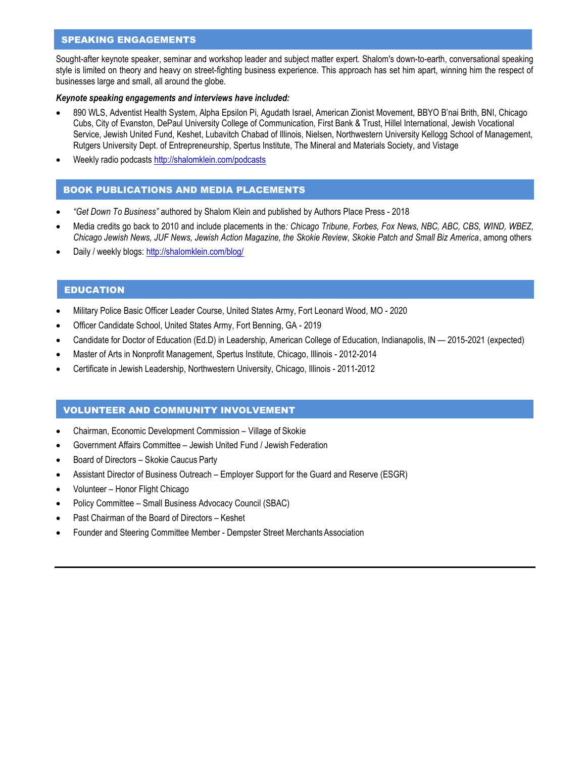## SPEAKING ENGAGEMENTS

Sought-after keynote speaker, seminar and workshop leader and subject matter expert. Shalom's down-to-earth, conversational speaking style is limited on theory and heavy on street-fighting business experience. This approach has set him apart, winning him the respect of businesses large and small, all around the globe.

***Keynote speaking engagements and interviews have included:***

- 890 WLS, Adventist Health System, Alpha Epsilon Pi, Agudath Israel, American Zionist Movement, BBYO B'nai Brith, BNI, Chicago Cubs, City of Evanston, DePaul University College of Communication, First Bank & Trust, Hillel International, Jewish Vocational Service, Jewish United Fund, Keshet, Lubavitch Chabad of Illinois, Nielsen, Northwestern University Kellogg School of Management, Rutgers University Dept. of Entrepreneurship, Spertus Institute, The Mineral and Materials Society, and Vistage
- Weekly radio podcasts http://shalomklein.com/podcasts

## BOOK PUBLICATIONS AND MEDIA PLACEMENTS

- *"Get Down To Business"* authored by Shalom Klein and published by Authors Place Press - 2018
- Media credits go back to 2010 and include placements in the*: Chicago Tribune, Forbes, Fox News, NBC, ABC, CBS, WIND, WBEZ, Chicago Jewish News, JUF News, Jewish Action Magazine, the Skokie Review, Skokie Patch and Small Biz America*, among others
- Daily / weekly blogs: http://shalomklein.com/blog/

## EDUCATION

- Military Police Basic Officer Leader Course, United States Army, Fort Leonard Wood, MO - 2020
- Officer Candidate School, United States Army, Fort Benning, GA - 2019
- Candidate for Doctor of Education (Ed.D) in Leadership, American College of Education, Indianapolis, IN — 2015-2021 (expected)
- Master of Arts in Nonprofit Management, Spertus Institute, Chicago, Illinois - 2012-2014
- Certificate in Jewish Leadership, Northwestern University, Chicago, Illinois - 2011-2012

## VOLUNTEER AND COMMUNITY INVOLVEMENT

- Chairman, Economic Development Commission – Village of Skokie
- Government Affairs Committee – Jewish United Fund / Jewish Federation
- Board of Directors – Skokie Caucus Party
- Assistant Director of Business Outreach – Employer Support for the Guard and Reserve (ESGR)
- Volunteer – Honor Flight Chicago
- Policy Committee – Small Business Advocacy Council (SBAC)
- Past Chairman of the Board of Directors – Keshet
- Founder and Steering Committee Member - Dempster Street Merchants Association